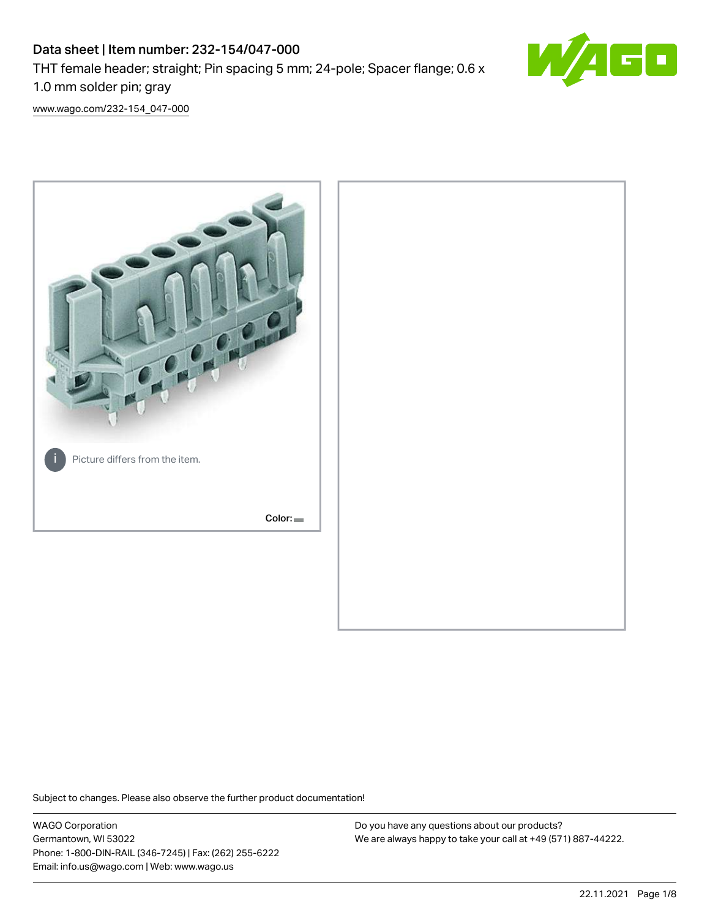# Data sheet | Item number: 232-154/047-000

THT female header; straight; Pin spacing 5 mm; 24-pole; Spacer flange; 0.6 x 1.0 mm solder pin; gray

www.wago.com/232-154_047-000

Picture differs from the item.

Color:

Subject to changes. Please also observe the further product documentation!

WAGO Corporation
Germantown, WI 53022
Phone: 1-800-DIN-RAIL (346-7245) | Fax: (262) 255-6222
Email: info.us@wago.com | Web: www.wago.us

Do you have any questions about our products?
We are always happy to take your call at +49 (571) 887-44222.

22.11.2021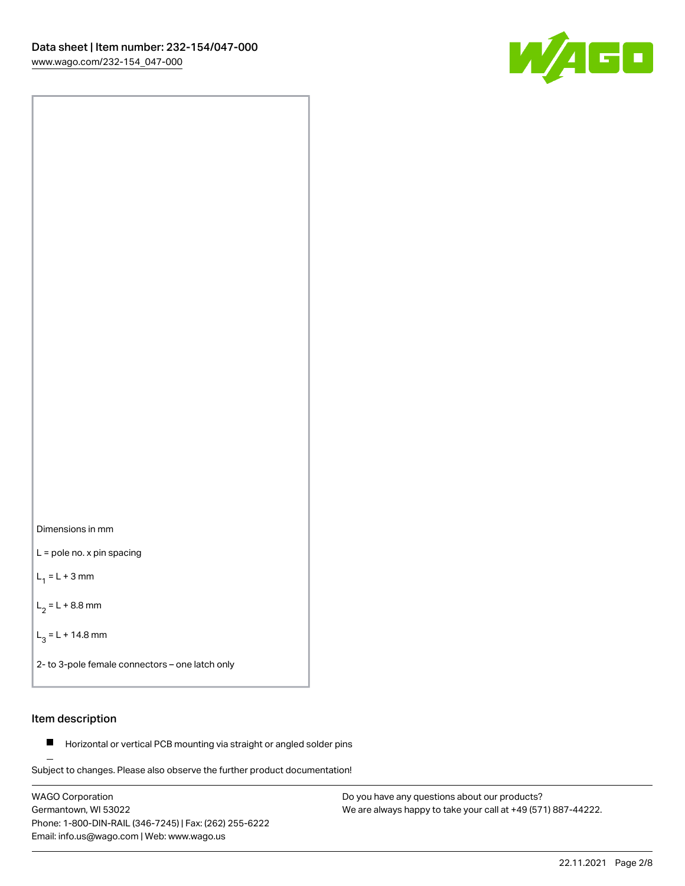Dimensions in mm

L = pole no. x pin spacing

$L_1$ = L + 3 mm

$L_2$ = L + 8.8 mm

$L_3$ = L + 14.8 mm

2- to 3-pole female connectors – one latch only

## Item description

- Horizontal or vertical PCB mounting via straight or angled solder pins

Subject to changes. Please also observe the further product documentation!

WAGO Corporation
Germantown, WI 53022
Phone: 1-800-DIN-RAIL (346-7245) | Fax: (262) 255-6222
Email: info.us@wago.com | Web: www.wago.us

Do you have any questions about our products?
We are always happy to take your call at +49 (571) 887-44222.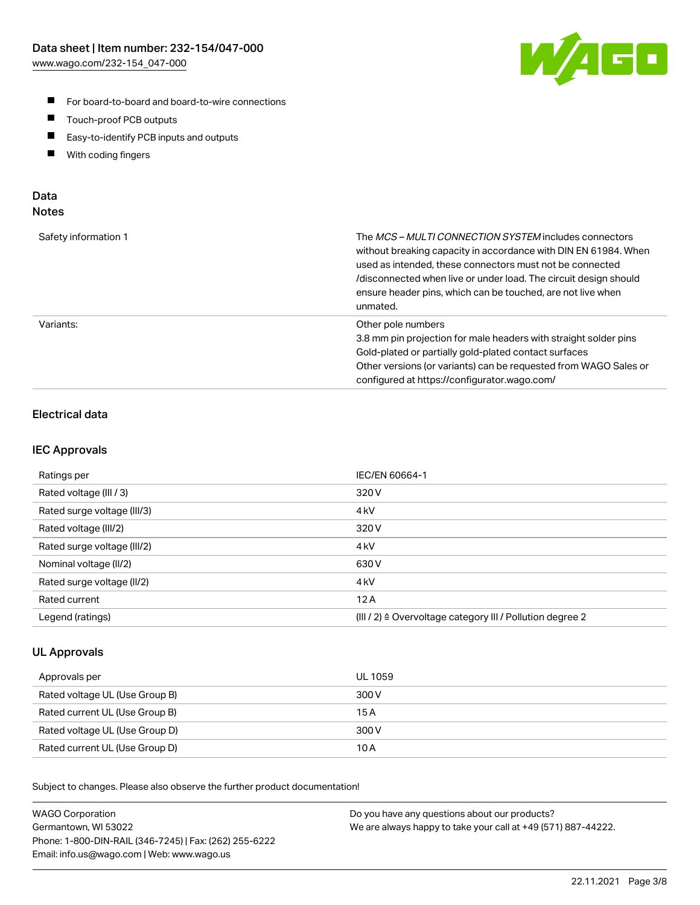- For board-to-board and board-to-wire connections
- Touch-proof PCB outputs
- Easy-to-identify PCB inputs and outputs
- With coding fingers

## Data
### Notes

| | |
|---|---|
| Safety information 1 | The *MCS – MULTI CONNECTION SYSTEM* includes connectors without breaking capacity in accordance with DIN EN 61984. When used as intended, these connectors must not be connected /disconnected when live or under load. The circuit design should ensure header pins, which can be touched, are not live when unmated. |
| Variants: | Other pole numbers<br>3.8 mm pin projection for male headers with straight solder pins<br>Gold-plated or partially gold-plated contact surfaces<br>Other versions (or variants) can be requested from WAGO Sales or configured at https://configurator.wago.com/ |

### Electrical data

### IEC Approvals

| | |
|---|---|
| Ratings per | IEC/EN 60664-1 |
| Rated voltage (III / 3) | 320 V |
| Rated surge voltage (III/3) | 4 kV |
| Rated voltage (III/2) | 320 V |
| Rated surge voltage (III/2) | 4 kV |
| Nominal voltage (II/2) | 630 V |
| Rated surge voltage (II/2) | 4 kV |
| Rated current | 12 A |
| Legend (ratings) | (III / 2) ≙ Overvoltage category III / Pollution degree 2 |

### UL Approvals

| | |
|---|---|
| Approvals per | UL 1059 |
| Rated voltage UL (Use Group B) | 300 V |
| Rated current UL (Use Group B) | 15 A |
| Rated voltage UL (Use Group D) | 300 V |
| Rated current UL (Use Group D) | 10 A |

Subject to changes. Please also observe the further product documentation!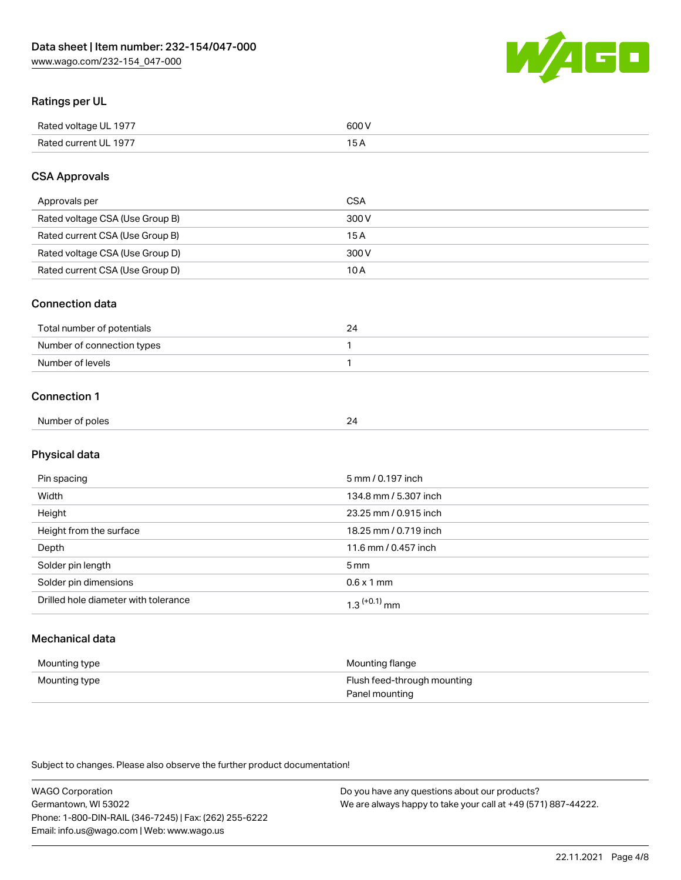## Ratings per UL

| | |
|---|---|
| Rated voltage UL 1977 | 600 V |
| Rated current UL 1977 | 15 A |

## CSA Approvals

| | |
|---|---|
| Approvals per | CSA |
| Rated voltage CSA (Use Group B) | 300 V |
| Rated current CSA (Use Group B) | 15 A |
| Rated voltage CSA (Use Group D) | 300 V |
| Rated current CSA (Use Group D) | 10 A |

## Connection data

| | |
|---|---|
| Total number of potentials | 24 |
| Number of connection types | 1 |
| Number of levels | 1 |

## Connection 1

| | |
|---|---|
| Number of poles | 24 |

## Physical data

| | |
|---|---|
| Pin spacing | 5 mm / 0.197 inch |
| Width | 134.8 mm / 5.307 inch |
| Height | 23.25 mm / 0.915 inch |
| Height from the surface | 18.25 mm / 0.719 inch |
| Depth | 11.6 mm / 0.457 inch |
| Solder pin length | 5 mm |
| Solder pin dimensions | 0.6 x 1 mm |
| Drilled hole diameter with tolerance | $1.3^{(+0.1)}$ mm |

## Mechanical data

| | |
|---|---|
| Mounting type | Mounting flange |
| Mounting type | Flush feed-through mounting<br>Panel mounting |

Subject to changes. Please also observe the further product documentation!

WAGO Corporation
Germantown, WI 53022
Phone: 1-800-DIN-RAIL (346-7245) | Fax: (262) 255-6222
Email: info.us@wago.com | Web: www.wago.us

Do you have any questions about our products?
We are always happy to take your call at +49 (571) 887-44222.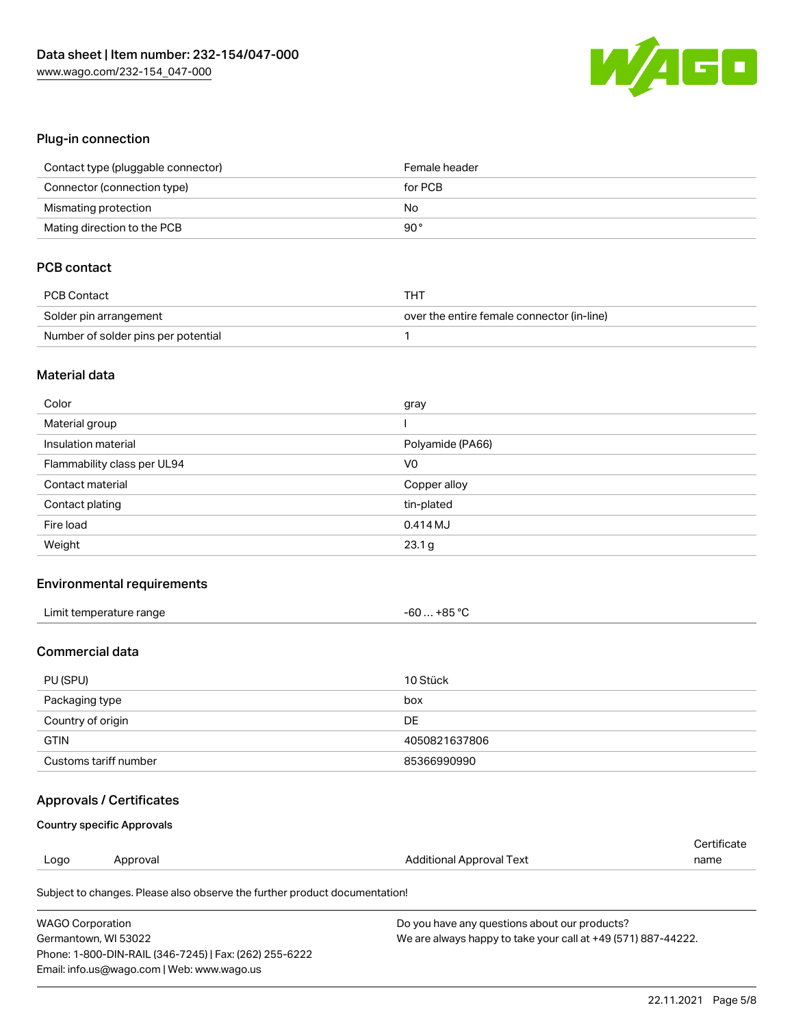## Plug-in connection

| | |
|---|---|
| Contact type (pluggable connector) | Female header |
| Connector (connection type) | for PCB |
| Mismating protection | No |
| Mating direction to the PCB | 90 ° |

## PCB contact

| | |
|---|---|
| PCB Contact | THT |
| Solder pin arrangement | over the entire female connector (in-line) |
| Number of solder pins per potential | 1 |

## Material data

| | |
|---|---|
| Color | gray |
| Material group | I |
| Insulation material | Polyamide (PA66) |
| Flammability class per UL94 | V0 |
| Contact material | Copper alloy |
| Contact plating | tin-plated |
| Fire load | 0.414 MJ |
| Weight | 23.1 g |

## Environmental requirements

| | |
|---|---|
| Limit temperature range | -60 … +85 °C |

## Commercial data

| | |
|---|---|
| PU (SPU) | 10 Stück |
| Packaging type | box |
| Country of origin | DE |
| GTIN | 4050821637806 |
| Customs tariff number | 85366990990 |

## Approvals / Certificates

### Country specific Approvals

| Logo | Approval | Additional Approval Text | Certificate name |
|---|---|---|---|

Subject to changes. Please also observe the further product documentation!

WAGO Corporation
Germantown, WI 53022
Phone: 1-800-DIN-RAIL (346-7245) | Fax: (262) 255-6222
Email: info.us@wago.com | Web: www.wago.us

Do you have any questions about our products?
We are always happy to take your call at +49 (571) 887-44222.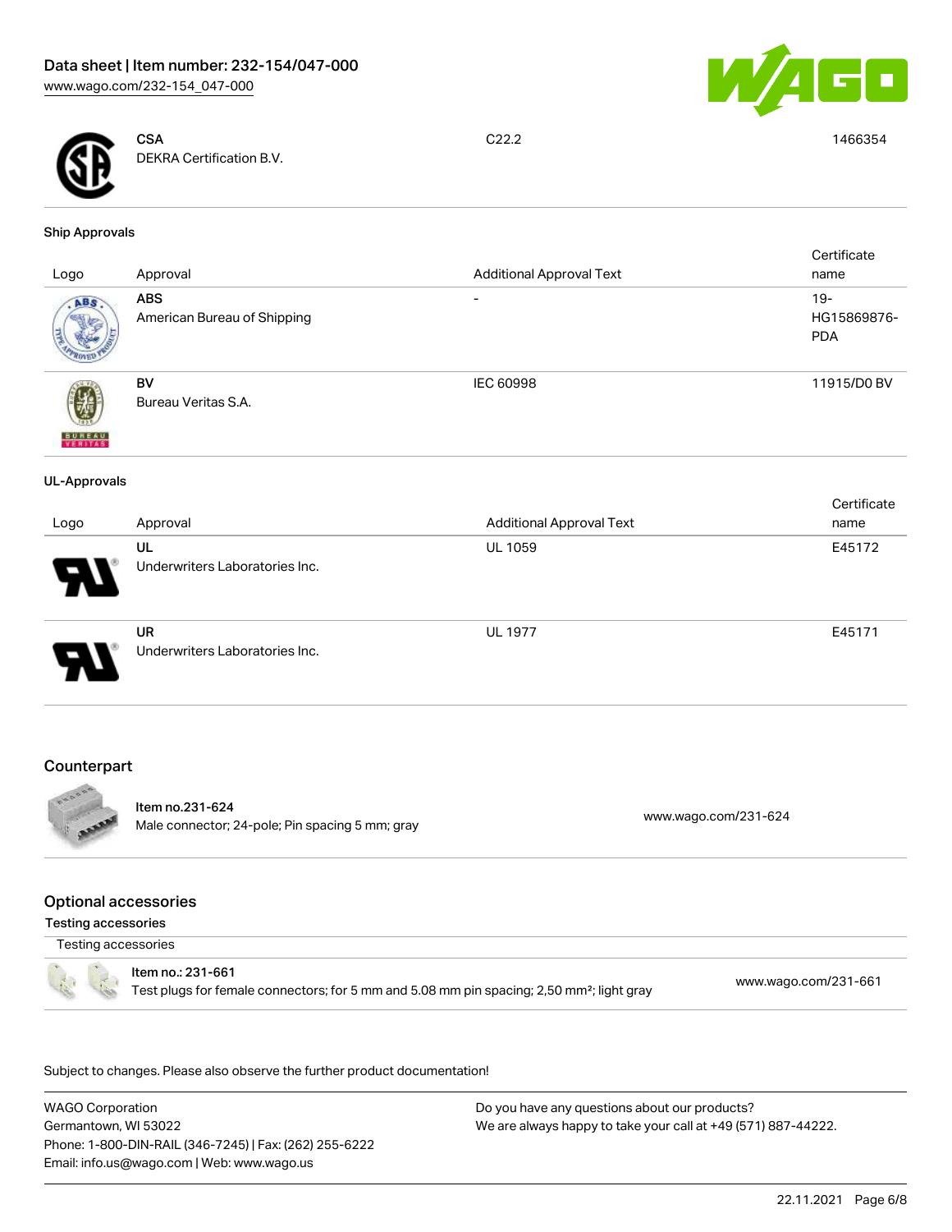| Logo | Approval | Additional Approval Text | Certificate name |
| --- | --- | --- | --- |
| | **CSA** DEKRA Certification B.V. | C22.2 | 1466354 |

### Ship Approvals

| Logo | Approval | Additional Approval Text | Certificate name |
| --- | --- | --- | --- |
| | **ABS** American Bureau of Shipping | - | 19-HG15869876-PDA |
| | **BV** Bureau Veritas S.A. | IEC 60998 | 11915/D0 BV |

### UL-Approvals

| Logo | Approval | Additional Approval Text | Certificate name |
| --- | --- | --- | --- |
| | **UL** Underwriters Laboratories Inc. | UL 1059 | E45172 |
| | **UR** Underwriters Laboratories Inc. | UL 1977 | E45171 |

## Counterpart

Item no.231-624
Male connector; 24-pole; Pin spacing 5 mm; gray
www.wago.com/231-624

## Optional accessories

### Testing accessories

Testing accessories

Item no.: 231-661
Test plugs for female connectors; for 5 mm and 5.08 mm pin spacing; 2,50 mm²; light gray
www.wago.com/231-661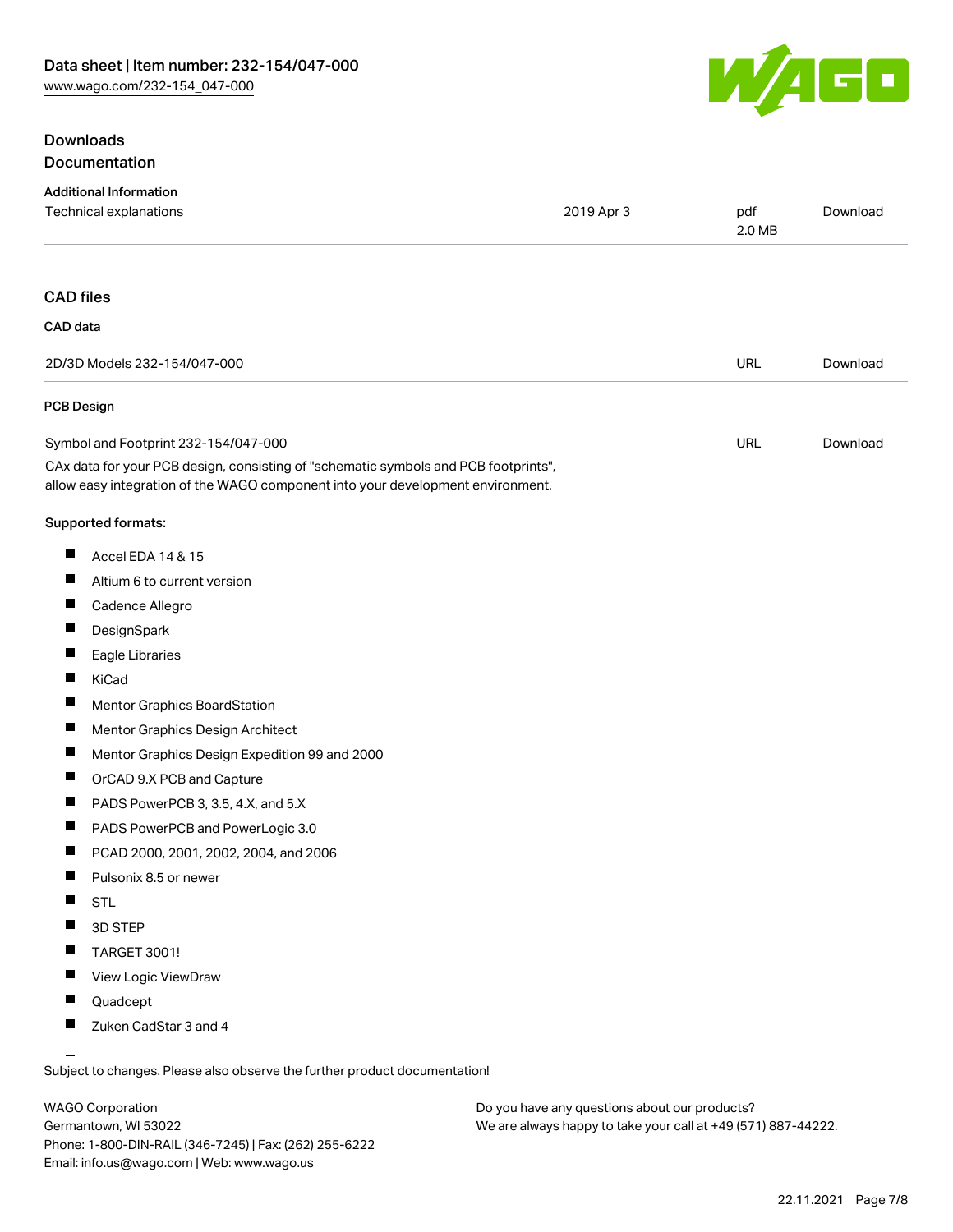## Downloads

### Documentation

**Additional Information**

| | | | |
|---|---|---|---|
| Technical explanations | 2019 Apr 3 | pdf 2.0 MB | Download |

## CAD files

### CAD data

| | | |
|---|---|---|
| 2D/3D Models 232-154/047-000 | URL | Download |

### PCB Design

| | | |
|---|---|---|
| Symbol and Footprint 232-154/047-000 | URL | Download |

CAx data for your PCB design, consisting of "schematic symbols and PCB footprints", allow easy integration of the WAGO component into your development environment.

**Supported formats:**

- Accel EDA 14 & 15
- Altium 6 to current version
- Cadence Allegro
- DesignSpark
- Eagle Libraries
- KiCad
- Mentor Graphics BoardStation
- Mentor Graphics Design Architect
- Mentor Graphics Design Expedition 99 and 2000
- OrCAD 9.X PCB and Capture
- PADS PowerPCB 3, 3.5, 4.X, and 5.X
- PADS PowerPCB and PowerLogic 3.0
- PCAD 2000, 2001, 2002, 2004, and 2006
- Pulsonix 8.5 or newer
- STL
- 3D STEP
- TARGET 3001!
- View Logic ViewDraw
- Quadcept
- Zuken CadStar 3 and 4

Subject to changes. Please also observe the further product documentation!

WAGO Corporation
Germantown, WI 53022
Phone: 1-800-DIN-RAIL (346-7245) | Fax: (262) 255-6222
Email: info.us@wago.com | Web: www.wago.us

Do you have any questions about our products?
We are always happy to take your call at +49 (571) 887-44222.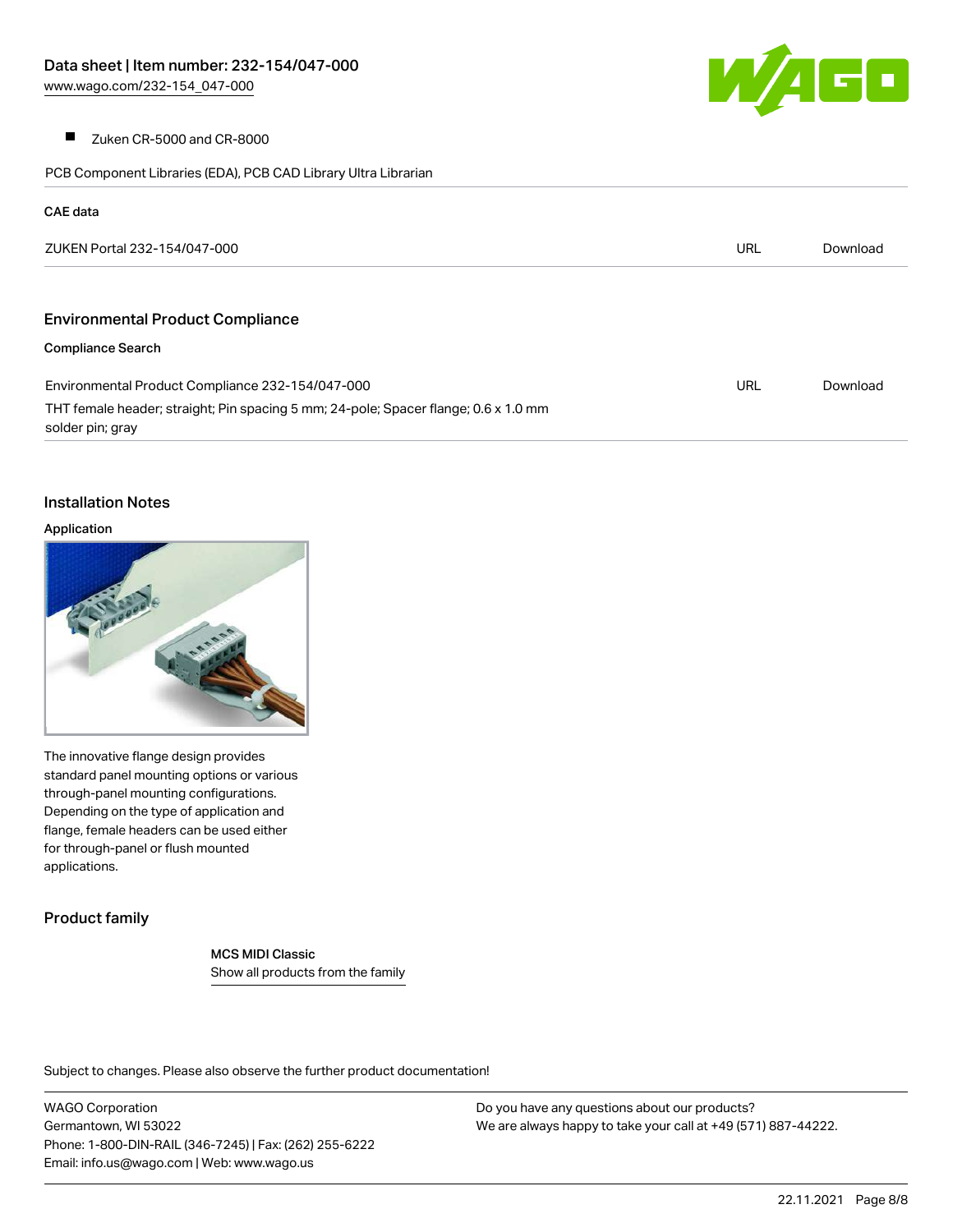- Zuken CR-5000 and CR-8000

PCB Component Libraries (EDA), PCB CAD Library Ultra Librarian

### CAE data

| | | |
|---|---|---|
| ZUKEN Portal 232-154/047-000 | URL | Download |

## Environmental Product Compliance

### Compliance Search

| | | |
|---|---|---|
| Environmental Product Compliance 232-154/047-000<br>THT female header; straight; Pin spacing 5 mm; 24-pole; Spacer flange; 0.6 x 1.0 mm solder pin; gray | URL | Download |

## Installation Notes

### Application

The innovative flange design provides standard panel mounting options or various through-panel mounting configurations. Depending on the type of application and flange, female headers can be used either for through-panel or flush mounted applications.

## Product family

MCS MIDI Classic
Show all products from the family

Subject to changes. Please also observe the further product documentation!

WAGO Corporation
Germantown, WI 53022
Phone: 1-800-DIN-RAIL (346-7245) | Fax: (262) 255-6222
Email: info.us@wago.com | Web: www.wago.us

Do you have any questions about our products?
We are always happy to take your call at +49 (571) 887-44222.